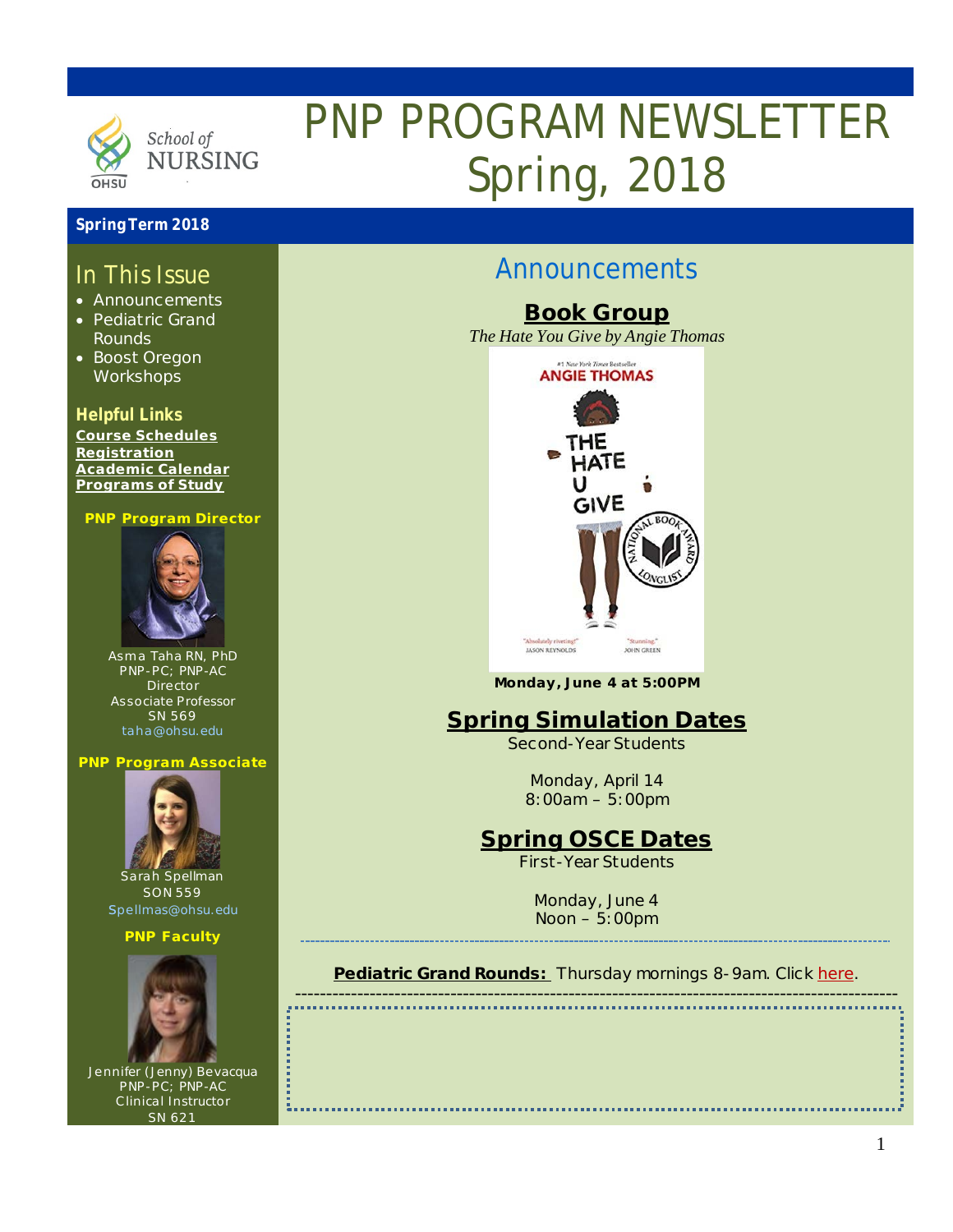# PNP PROGRAM NEWSLETTER Spring, 2018

School of NURSING OHSU

**Spring Term 2018**

## In This Issue

- Announcements
- Pediatric Grand Rounds
- Boost Oregon Workshops

### Helpful Links

**Course Schedules**
**Registration**
**Academic Calendar**
**Programs of Study**

**PNP Program Director**

Asma Taha RN, PhD
PNP-PC; PNP-AC
Director
Associate Professor
SN 569
taha@ohsu.edu

**PNP Program Associate**

Sarah Spellman
SON 559
Spellmas@ohsu.edu

**PNP Faculty**

Jennifer (Jenny) Bevacqua
PNP-PC; PNP-AC
Clinical Instructor
SN 621

## Announcements

### Book Group

*The Hate You Give by Angie Thomas*

**Monday, June 4 at 5:00PM**

### Spring Simulation Dates

Second-Year Students

Monday, April 14
8:00am – 5:00pm

### Spring OSCE Dates

First-Year Students

Monday, June 4
Noon – 5:00pm

---

**Pediatric Grand Rounds:** Thursday mornings 8-9am. Click here.

---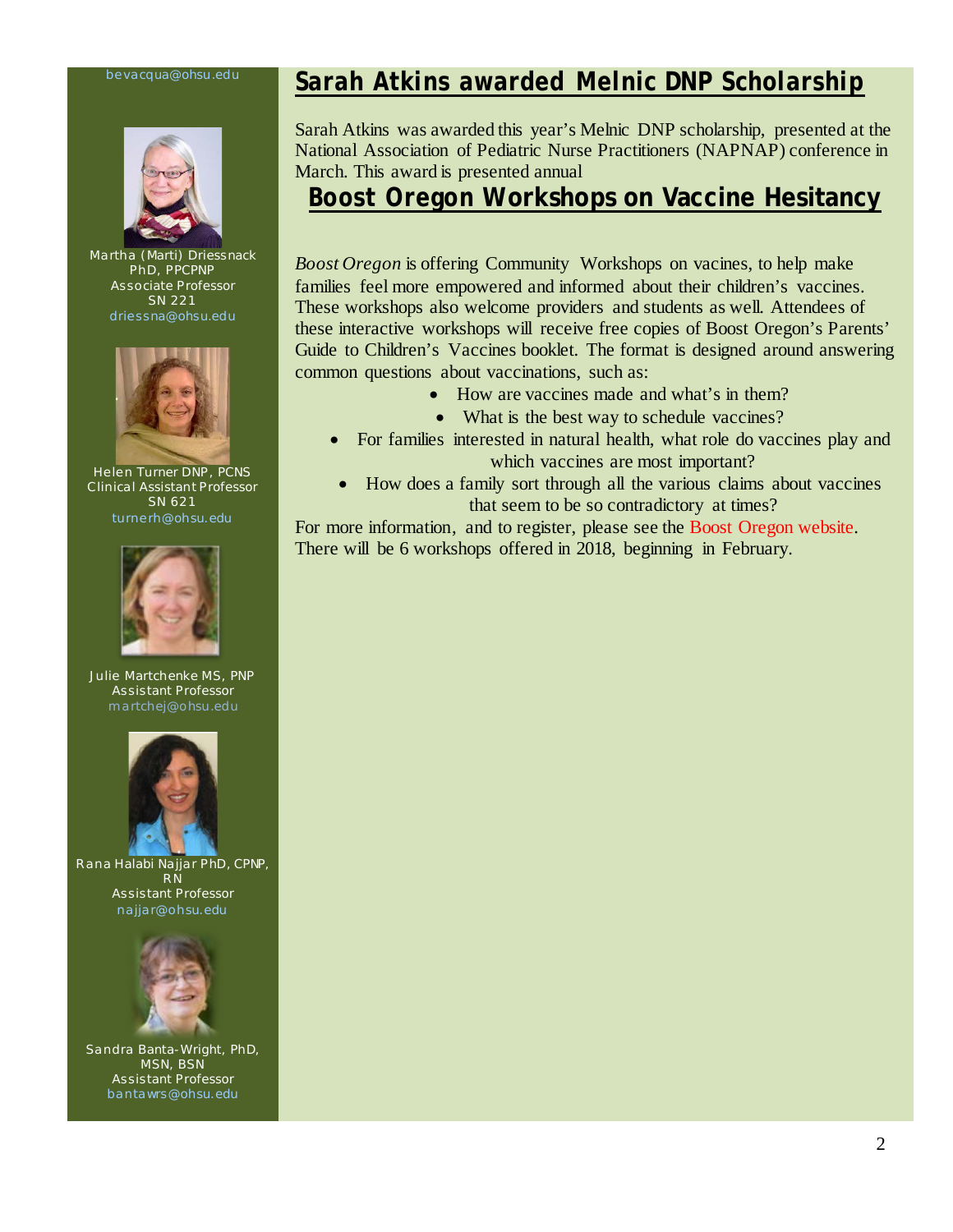bevacqua@ohsu.edu

Martha (Marti) Driessnack PhD, PPCPNP
Associate Professor
SN 221
driessna@ohsu.edu

Helen Turner DNP, PCNS
Clinical Assistant Professor
SN 621
turnerh@ohsu.edu

Julie Martchenke MS, PNP
Assistant Professor
martchej@ohsu.edu

Rana Halabi Najjar PhD, CPNP, RN
Assistant Professor
najjar@ohsu.edu

Sandra Banta-Wright, PhD, MSN, BSN
Assistant Professor
bantawrs@ohsu.edu

## Sarah Atkins awarded Melnic DNP Scholarship

Sarah Atkins was awarded this year's Melnic DNP scholarship, presented at the National Association of Pediatric Nurse Practitioners (NAPNAP) conference in March. This award is presented annual

## Boost Oregon Workshops on Vaccine Hesitancy

*Boost Oregon* is offering Community Workshops on vacines, to help make families feel more empowered and informed about their children's vaccines. These workshops also welcome providers and students as well. Attendees of these interactive workshops will receive free copies of Boost Oregon's Parents' Guide to Children's Vaccines booklet. The format is designed around answering common questions about vaccinations, such as:

- How are vaccines made and what's in them?
- What is the best way to schedule vaccines?
- For families interested in natural health, what role do vaccines play and which vaccines are most important?
- How does a family sort through all the various claims about vaccines that seem to be so contradictory at times?

For more information, and to register, please see the Boost Oregon website. There will be 6 workshops offered in 2018, beginning in February.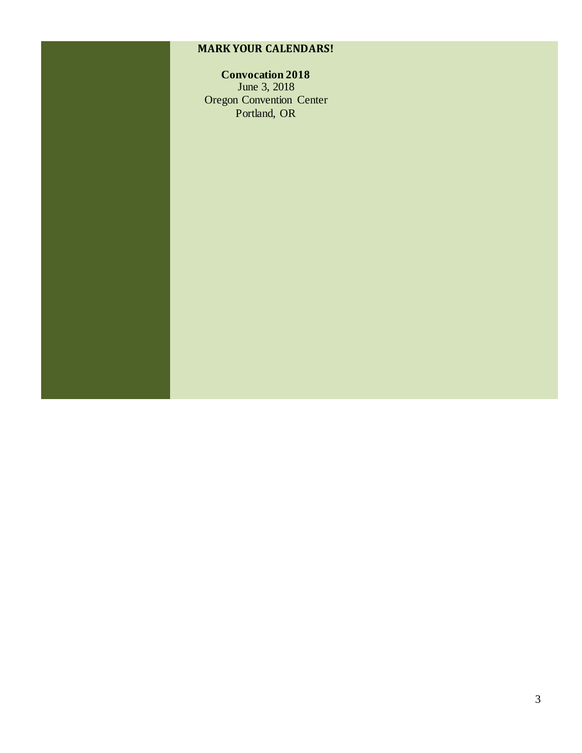**MARK YOUR CALENDARS!**

**Convocation 2018**
June 3, 2018
Oregon Convention Center
Portland, OR